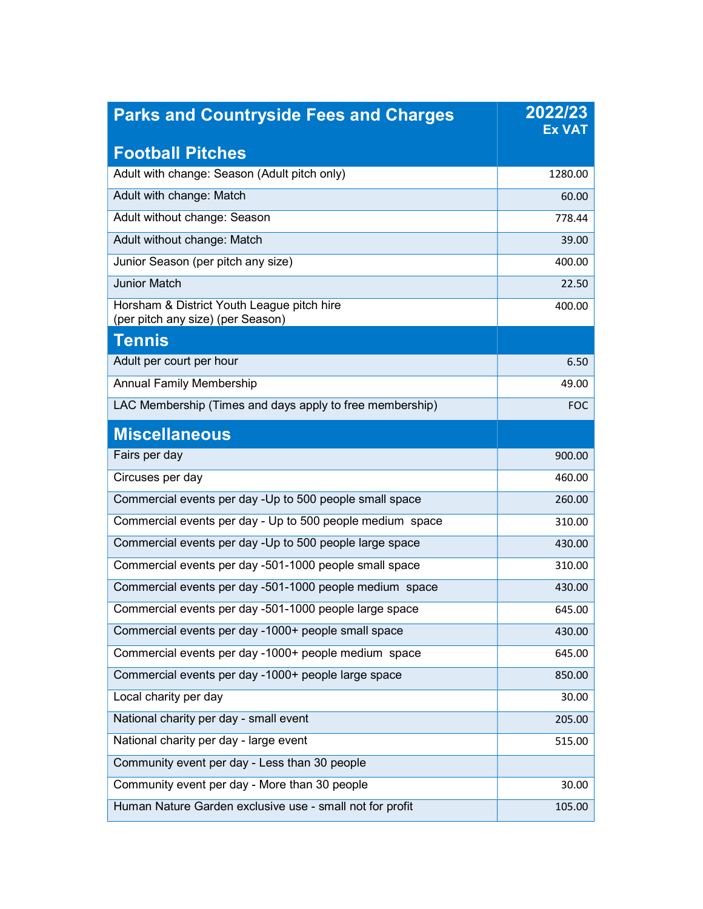| Parks and Countryside Fees and Charges | 2022/23 Ex VAT |
|---|---|
| **Football Pitches** | |
| Adult with change: Season (Adult pitch only) | 1280.00 |
| Adult with change: Match | 60.00 |
| Adult without change: Season | 778.44 |
| Adult without change: Match | 39.00 |
| Junior Season (per pitch any size) | 400.00 |
| Junior Match | 22.50 |
| Horsham & District Youth League pitch hire (per pitch any size) (per Season) | 400.00 |
| **Tennis** | |
| Adult per court per hour | 6.50 |
| Annual Family Membership | 49.00 |
| LAC Membership (Times and days apply to free membership) | FOC |
| **Miscellaneous** | |
| Fairs per day | 900.00 |
| Circuses per day | 460.00 |
| Commercial events per day -Up to 500 people small space | 260.00 |
| Commercial events per day - Up to 500 people medium space | 310.00 |
| Commercial events per day -Up to 500 people large space | 430.00 |
| Commercial events per day -501-1000 people small space | 310.00 |
| Commercial events per day -501-1000 people medium space | 430.00 |
| Commercial events per day -501-1000 people large space | 645.00 |
| Commercial events per day -1000+ people small space | 430.00 |
| Commercial events per day -1000+ people medium space | 645.00 |
| Commercial events per day -1000+ people large space | 850.00 |
| Local charity per day | 30.00 |
| National charity per day - small event | 205.00 |
| National charity per day - large event | 515.00 |
| Community event per day - Less than 30 people | |
| Community event per day - More than 30 people | 30.00 |
| Human Nature Garden exclusive use - small not for profit | 105.00 |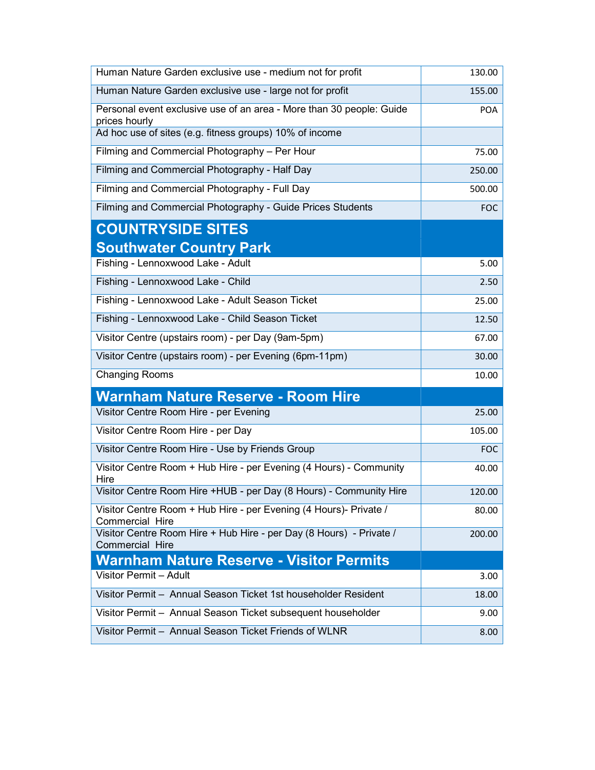| | |
|---|---|
| Human Nature Garden exclusive use - medium not for profit | 130.00 |
| Human Nature Garden exclusive use - large not for profit | 155.00 |
| Personal event exclusive use of an area - More than 30 people: Guide prices hourly | POA |
| Ad hoc use of sites (e.g. fitness groups) 10% of income | |
| Filming and Commercial Photography – Per Hour | 75.00 |
| Filming and Commercial Photography - Half Day | 250.00 |
| Filming and Commercial Photography - Full Day | 500.00 |
| Filming and Commercial Photography - Guide Prices Students | FOC |
| **COUNTRYSIDE SITES Southwater Country Park** | |
| Fishing - Lennoxwood Lake - Adult | 5.00 |
| Fishing - Lennoxwood Lake - Child | 2.50 |
| Fishing - Lennoxwood Lake - Adult Season Ticket | 25.00 |
| Fishing - Lennoxwood Lake - Child Season Ticket | 12.50 |
| Visitor Centre (upstairs room) - per Day (9am-5pm) | 67.00 |
| Visitor Centre (upstairs room) - per Evening (6pm-11pm) | 30.00 |
| Changing Rooms | 10.00 |
| **Warnham Nature Reserve - Room Hire** | |
| Visitor Centre Room Hire - per Evening | 25.00 |
| Visitor Centre Room Hire - per Day | 105.00 |
| Visitor Centre Room Hire - Use by Friends Group | FOC |
| Visitor Centre Room + Hub Hire - per Evening (4 Hours) - Community Hire | 40.00 |
| Visitor Centre Room Hire +HUB - per Day (8 Hours) - Community Hire | 120.00 |
| Visitor Centre Room + Hub Hire - per Evening (4 Hours)- Private / Commercial Hire | 80.00 |
| Visitor Centre Room Hire + Hub Hire - per Day (8 Hours) - Private / Commercial Hire | 200.00 |
| **Warnham Nature Reserve - Visitor Permits** | |
| Visitor Permit – Adult | 3.00 |
| Visitor Permit – Annual Season Ticket 1st householder Resident | 18.00 |
| Visitor Permit – Annual Season Ticket subsequent householder | 9.00 |
| Visitor Permit – Annual Season Ticket Friends of WLNR | 8.00 |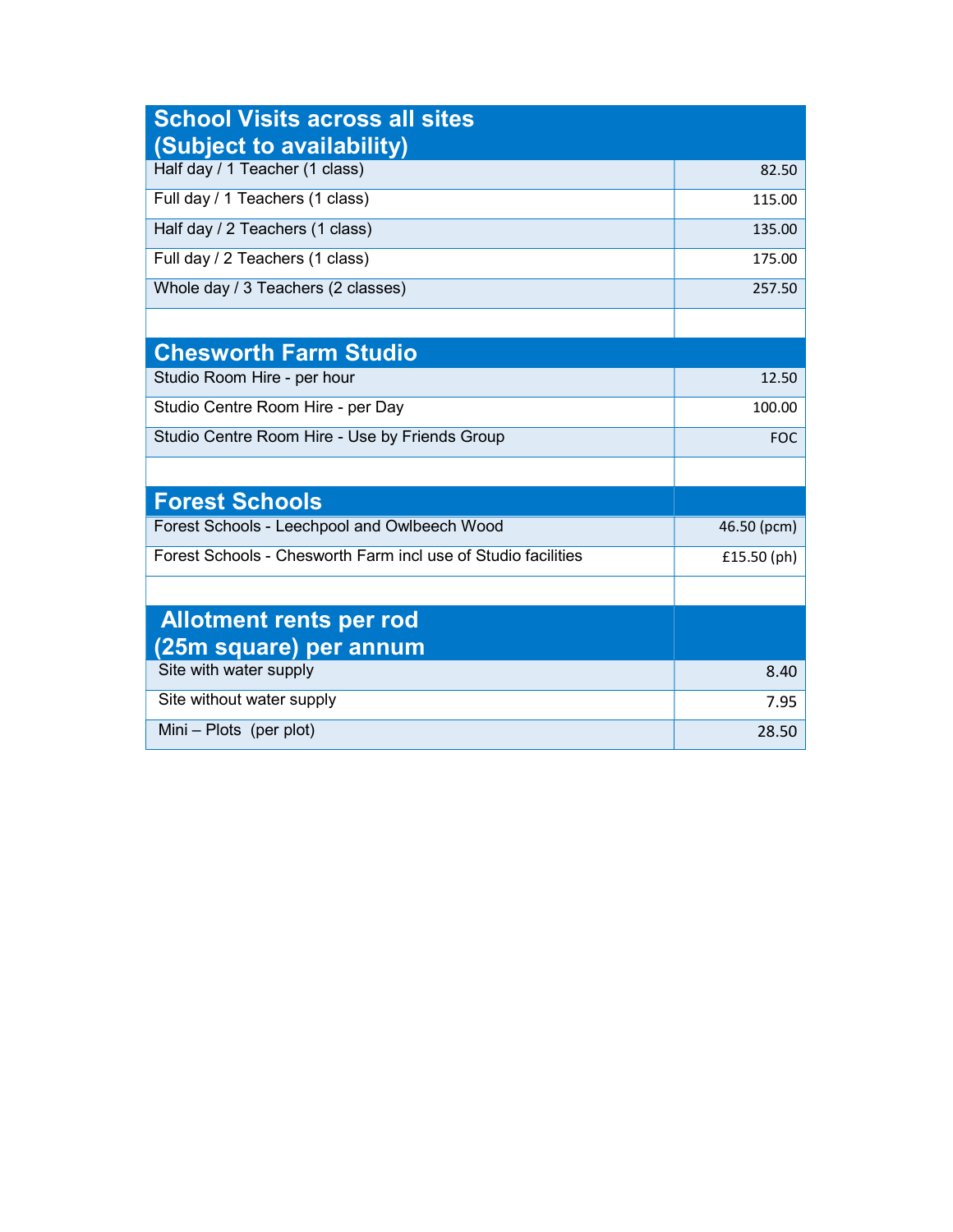| School Visits across all sites (Subject to availability) | |
| --- | --- |
| Half day / 1 Teacher (1 class) | 82.50 |
| Full day / 1 Teachers (1 class) | 115.00 |
| Half day / 2 Teachers (1 class) | 135.00 |
| Full day / 2 Teachers (1 class) | 175.00 |
| Whole day / 3 Teachers (2 classes) | 257.50 |
| | |
| **Chesworth Farm Studio** | |
| Studio Room Hire - per hour | 12.50 |
| Studio Centre Room Hire - per Day | 100.00 |
| Studio Centre Room Hire - Use by Friends Group | FOC |
| | |
| **Forest Schools** | |
| Forest Schools - Leechpool and Owlbeech Wood | 46.50 (pcm) |
| Forest Schools - Chesworth Farm incl use of Studio facilities | £15.50 (ph) |
| | |
| **Allotment rents per rod (25m square) per annum** | |
| Site with water supply | 8.40 |
| Site without water supply | 7.95 |
| Mini – Plots (per plot) | 28.50 |